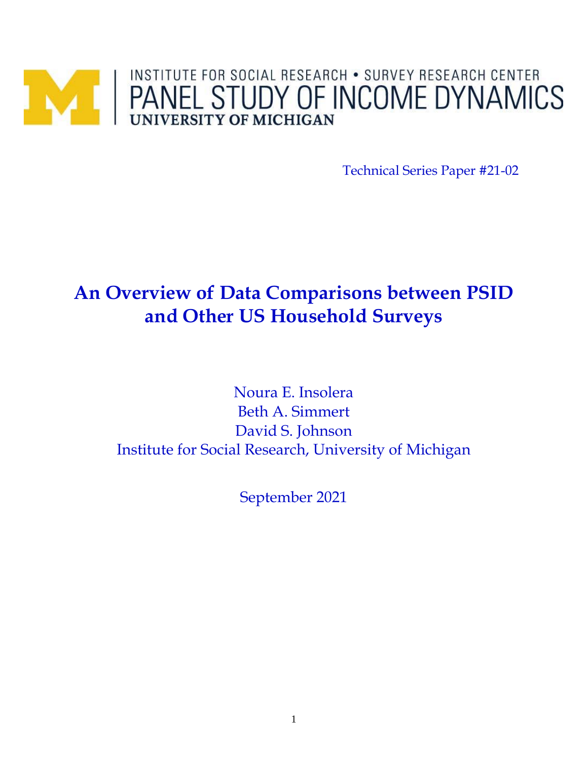INSTITUTE FOR SOCIAL RESEARCH • SURVEY RESEARCH CENTER
PANEL STUDY OF INCOME DYNAMICS
UNIVERSITY OF MICHIGAN

Technical Series Paper #21-02

# An Overview of Data Comparisons between PSID and Other US Household Surveys

Noura E. Insolera
Beth A. Simmert
David S. Johnson
Institute for Social Research, University of Michigan

September 2021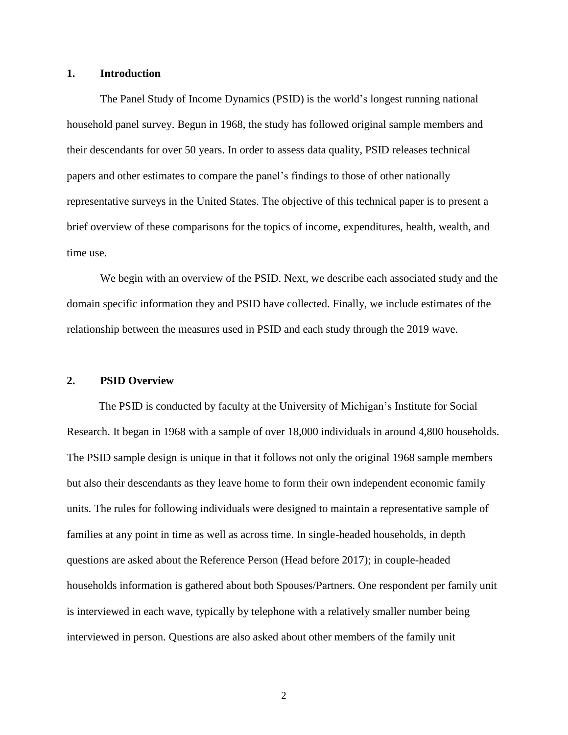## 1. Introduction

The Panel Study of Income Dynamics (PSID) is the world's longest running national household panel survey. Begun in 1968, the study has followed original sample members and their descendants for over 50 years. In order to assess data quality, PSID releases technical papers and other estimates to compare the panel's findings to those of other nationally representative surveys in the United States. The objective of this technical paper is to present a brief overview of these comparisons for the topics of income, expenditures, health, wealth, and time use.

We begin with an overview of the PSID. Next, we describe each associated study and the domain specific information they and PSID have collected. Finally, we include estimates of the relationship between the measures used in PSID and each study through the 2019 wave.

## 2. PSID Overview

The PSID is conducted by faculty at the University of Michigan's Institute for Social Research. It began in 1968 with a sample of over 18,000 individuals in around 4,800 households. The PSID sample design is unique in that it follows not only the original 1968 sample members but also their descendants as they leave home to form their own independent economic family units. The rules for following individuals were designed to maintain a representative sample of families at any point in time as well as across time. In single-headed households, in depth questions are asked about the Reference Person (Head before 2017); in couple-headed households information is gathered about both Spouses/Partners. One respondent per family unit is interviewed in each wave, typically by telephone with a relatively smaller number being interviewed in person. Questions are also asked about other members of the family unit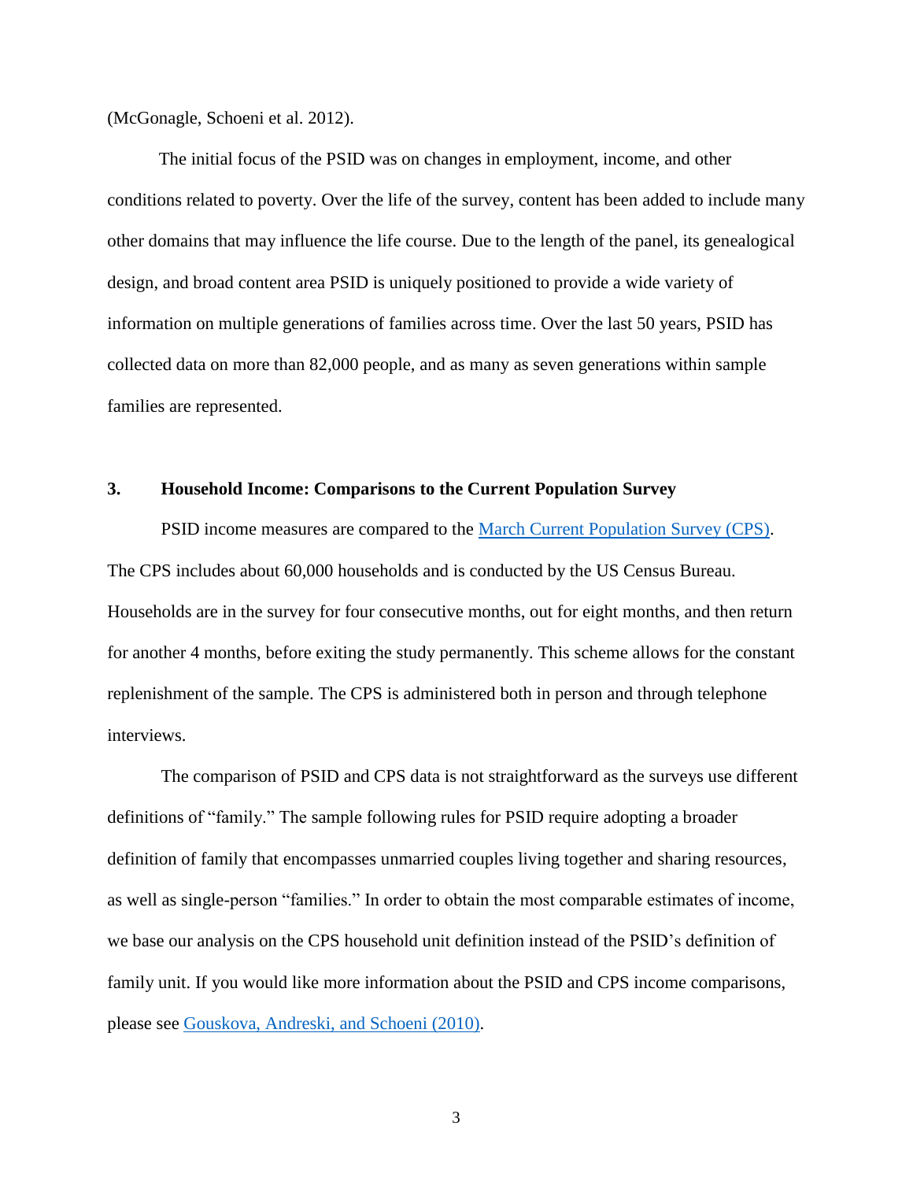(McGonagle, Schoeni et al. 2012).

The initial focus of the PSID was on changes in employment, income, and other conditions related to poverty. Over the life of the survey, content has been added to include many other domains that may influence the life course. Due to the length of the panel, its genealogical design, and broad content area PSID is uniquely positioned to provide a wide variety of information on multiple generations of families across time. Over the last 50 years, PSID has collected data on more than 82,000 people, and as many as seven generations within sample families are represented.

## 3. Household Income: Comparisons to the Current Population Survey

PSID income measures are compared to the March Current Population Survey (CPS). The CPS includes about 60,000 households and is conducted by the US Census Bureau. Households are in the survey for four consecutive months, out for eight months, and then return for another 4 months, before exiting the study permanently. This scheme allows for the constant replenishment of the sample. The CPS is administered both in person and through telephone interviews.

The comparison of PSID and CPS data is not straightforward as the surveys use different definitions of "family." The sample following rules for PSID require adopting a broader definition of family that encompasses unmarried couples living together and sharing resources, as well as single-person "families." In order to obtain the most comparable estimates of income, we base our analysis on the CPS household unit definition instead of the PSID's definition of family unit. If you would like more information about the PSID and CPS income comparisons, please see Gouskova, Andreski, and Schoeni (2010).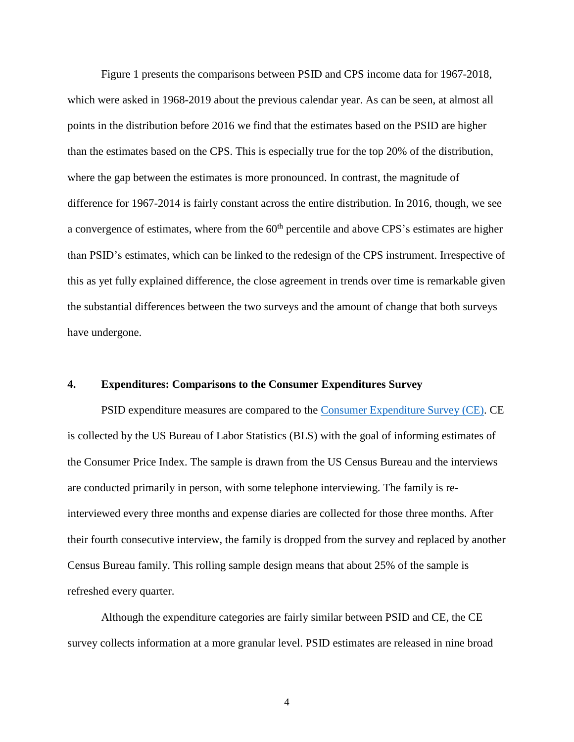Figure 1 presents the comparisons between PSID and CPS income data for 1967-2018, which were asked in 1968-2019 about the previous calendar year. As can be seen, at almost all points in the distribution before 2016 we find that the estimates based on the PSID are higher than the estimates based on the CPS. This is especially true for the top 20% of the distribution, where the gap between the estimates is more pronounced. In contrast, the magnitude of difference for 1967-2014 is fairly constant across the entire distribution. In 2016, though, we see a convergence of estimates, where from the 60th percentile and above CPS's estimates are higher than PSID's estimates, which can be linked to the redesign of the CPS instrument. Irrespective of this as yet fully explained difference, the close agreement in trends over time is remarkable given the substantial differences between the two surveys and the amount of change that both surveys have undergone.

## 4. Expenditures: Comparisons to the Consumer Expenditures Survey

PSID expenditure measures are compared to the Consumer Expenditure Survey (CE). CE is collected by the US Bureau of Labor Statistics (BLS) with the goal of informing estimates of the Consumer Price Index. The sample is drawn from the US Census Bureau and the interviews are conducted primarily in person, with some telephone interviewing. The family is re-interviewed every three months and expense diaries are collected for those three months. After their fourth consecutive interview, the family is dropped from the survey and replaced by another Census Bureau family. This rolling sample design means that about 25% of the sample is refreshed every quarter.

Although the expenditure categories are fairly similar between PSID and CE, the CE survey collects information at a more granular level. PSID estimates are released in nine broad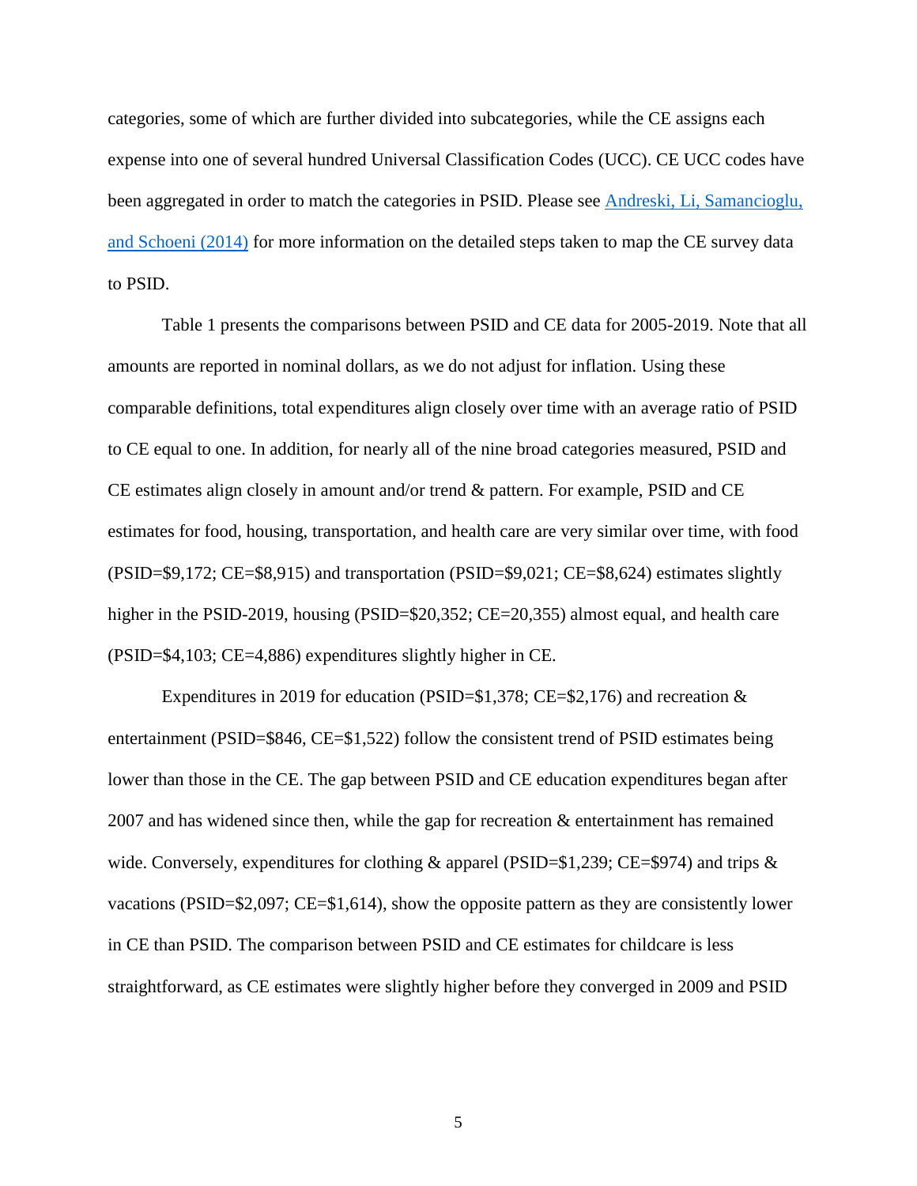categories, some of which are further divided into subcategories, while the CE assigns each expense into one of several hundred Universal Classification Codes (UCC). CE UCC codes have been aggregated in order to match the categories in PSID. Please see Andreski, Li, Samancioglu, and Schoeni (2014) for more information on the detailed steps taken to map the CE survey data to PSID.

Table 1 presents the comparisons between PSID and CE data for 2005-2019. Note that all amounts are reported in nominal dollars, as we do not adjust for inflation. Using these comparable definitions, total expenditures align closely over time with an average ratio of PSID to CE equal to one. In addition, for nearly all of the nine broad categories measured, PSID and CE estimates align closely in amount and/or trend & pattern. For example, PSID and CE estimates for food, housing, transportation, and health care are very similar over time, with food (PSID=$9,172; CE=$8,915) and transportation (PSID=$9,021; CE=$8,624) estimates slightly higher in the PSID-2019, housing (PSID=$20,352; CE=20,355) almost equal, and health care (PSID=$4,103; CE=4,886) expenditures slightly higher in CE.

Expenditures in 2019 for education (PSID=$1,378; CE=$2,176) and recreation & entertainment (PSID=$846, CE=$1,522) follow the consistent trend of PSID estimates being lower than those in the CE. The gap between PSID and CE education expenditures began after 2007 and has widened since then, while the gap for recreation & entertainment has remained wide. Conversely, expenditures for clothing & apparel (PSID=$1,239; CE=$974) and trips & vacations (PSID=$2,097; CE=$1,614), show the opposite pattern as they are consistently lower in CE than PSID. The comparison between PSID and CE estimates for childcare is less straightforward, as CE estimates were slightly higher before they converged in 2009 and PSID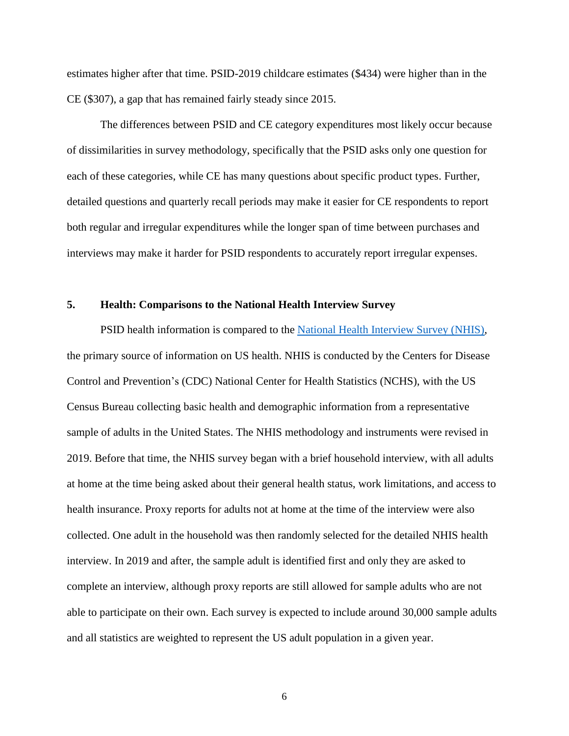estimates higher after that time. PSID-2019 childcare estimates ($434) were higher than in the CE ($307), a gap that has remained fairly steady since 2015.

The differences between PSID and CE category expenditures most likely occur because of dissimilarities in survey methodology, specifically that the PSID asks only one question for each of these categories, while CE has many questions about specific product types. Further, detailed questions and quarterly recall periods may make it easier for CE respondents to report both regular and irregular expenditures while the longer span of time between purchases and interviews may make it harder for PSID respondents to accurately report irregular expenses.

## 5. Health: Comparisons to the National Health Interview Survey

PSID health information is compared to the [National Health Interview Survey (NHIS)](), the primary source of information on US health. NHIS is conducted by the Centers for Disease Control and Prevention's (CDC) National Center for Health Statistics (NCHS), with the US Census Bureau collecting basic health and demographic information from a representative sample of adults in the United States. The NHIS methodology and instruments were revised in 2019. Before that time, the NHIS survey began with a brief household interview, with all adults at home at the time being asked about their general health status, work limitations, and access to health insurance. Proxy reports for adults not at home at the time of the interview were also collected. One adult in the household was then randomly selected for the detailed NHIS health interview. In 2019 and after, the sample adult is identified first and only they are asked to complete an interview, although proxy reports are still allowed for sample adults who are not able to participate on their own. Each survey is expected to include around 30,000 sample adults and all statistics are weighted to represent the US adult population in a given year.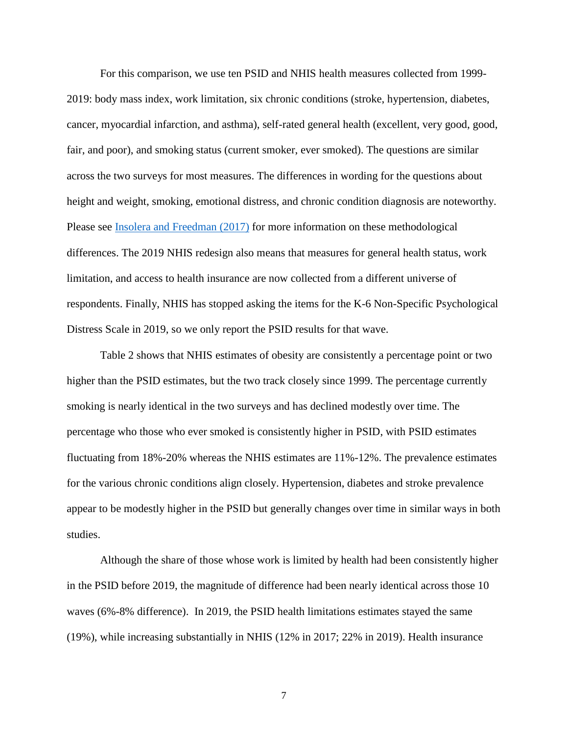For this comparison, we use ten PSID and NHIS health measures collected from 1999-2019: body mass index, work limitation, six chronic conditions (stroke, hypertension, diabetes, cancer, myocardial infarction, and asthma), self-rated general health (excellent, very good, good, fair, and poor), and smoking status (current smoker, ever smoked). The questions are similar across the two surveys for most measures. The differences in wording for the questions about height and weight, smoking, emotional distress, and chronic condition diagnosis are noteworthy. Please see [Insolera and Freedman (2017)](#) for more information on these methodological differences. The 2019 NHIS redesign also means that measures for general health status, work limitation, and access to health insurance are now collected from a different universe of respondents. Finally, NHIS has stopped asking the items for the K-6 Non-Specific Psychological Distress Scale in 2019, so we only report the PSID results for that wave.

Table 2 shows that NHIS estimates of obesity are consistently a percentage point or two higher than the PSID estimates, but the two track closely since 1999. The percentage currently smoking is nearly identical in the two surveys and has declined modestly over time. The percentage who those who ever smoked is consistently higher in PSID, with PSID estimates fluctuating from 18%-20% whereas the NHIS estimates are 11%-12%. The prevalence estimates for the various chronic conditions align closely. Hypertension, diabetes and stroke prevalence appear to be modestly higher in the PSID but generally changes over time in similar ways in both studies.

Although the share of those whose work is limited by health had been consistently higher in the PSID before 2019, the magnitude of difference had been nearly identical across those 10 waves (6%-8% difference). In 2019, the PSID health limitations estimates stayed the same (19%), while increasing substantially in NHIS (12% in 2017; 22% in 2019). Health insurance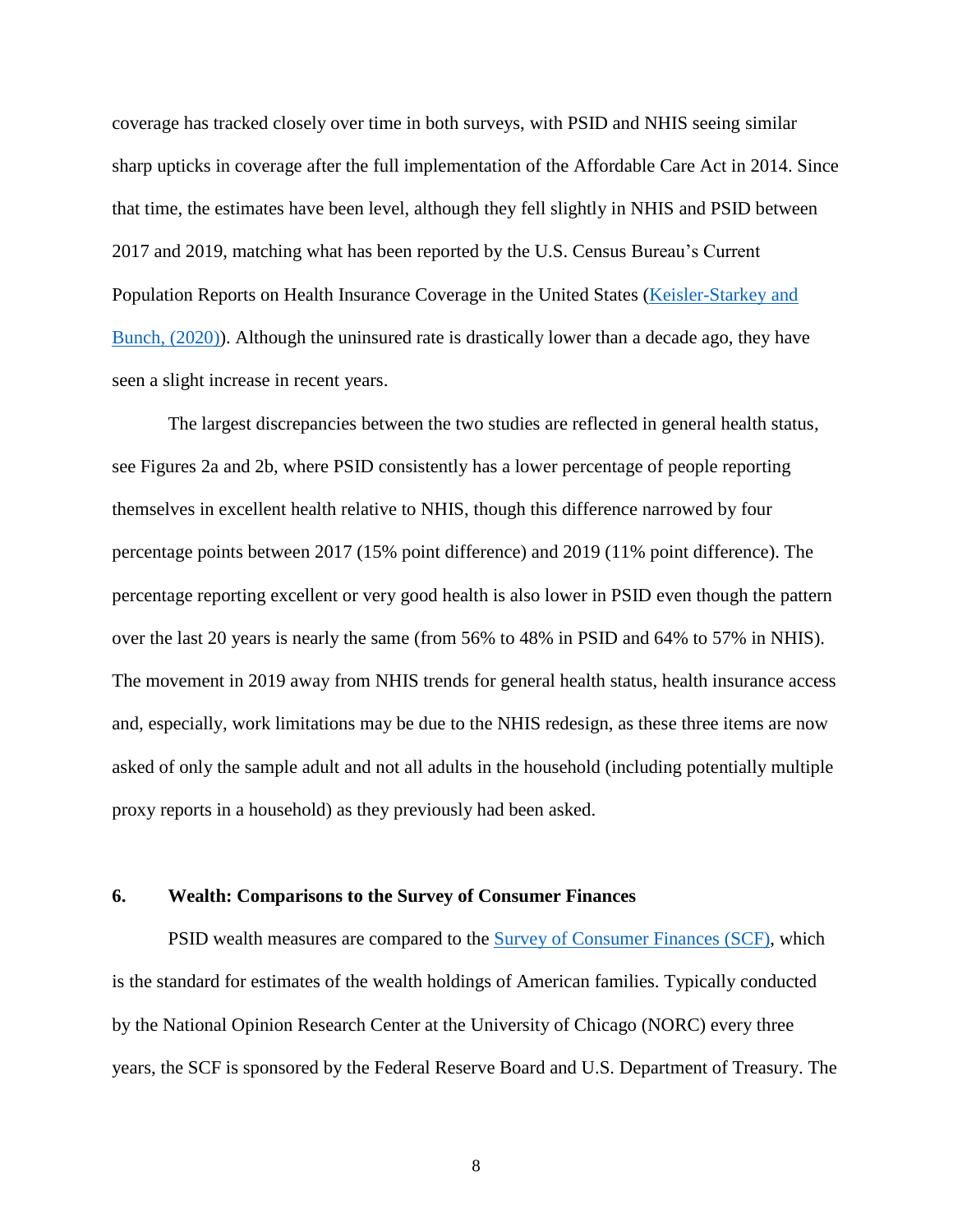coverage has tracked closely over time in both surveys, with PSID and NHIS seeing similar sharp upticks in coverage after the full implementation of the Affordable Care Act in 2014. Since that time, the estimates have been level, although they fell slightly in NHIS and PSID between 2017 and 2019, matching what has been reported by the U.S. Census Bureau's Current Population Reports on Health Insurance Coverage in the United States (Keisler-Starkey and Bunch, (2020)). Although the uninsured rate is drastically lower than a decade ago, they have seen a slight increase in recent years.

The largest discrepancies between the two studies are reflected in general health status, see Figures 2a and 2b, where PSID consistently has a lower percentage of people reporting themselves in excellent health relative to NHIS, though this difference narrowed by four percentage points between 2017 (15% point difference) and 2019 (11% point difference). The percentage reporting excellent or very good health is also lower in PSID even though the pattern over the last 20 years is nearly the same (from 56% to 48% in PSID and 64% to 57% in NHIS). The movement in 2019 away from NHIS trends for general health status, health insurance access and, especially, work limitations may be due to the NHIS redesign, as these three items are now asked of only the sample adult and not all adults in the household (including potentially multiple proxy reports in a household) as they previously had been asked.

## 6. Wealth: Comparisons to the Survey of Consumer Finances

PSID wealth measures are compared to the Survey of Consumer Finances (SCF), which is the standard for estimates of the wealth holdings of American families. Typically conducted by the National Opinion Research Center at the University of Chicago (NORC) every three years, the SCF is sponsored by the Federal Reserve Board and U.S. Department of Treasury. The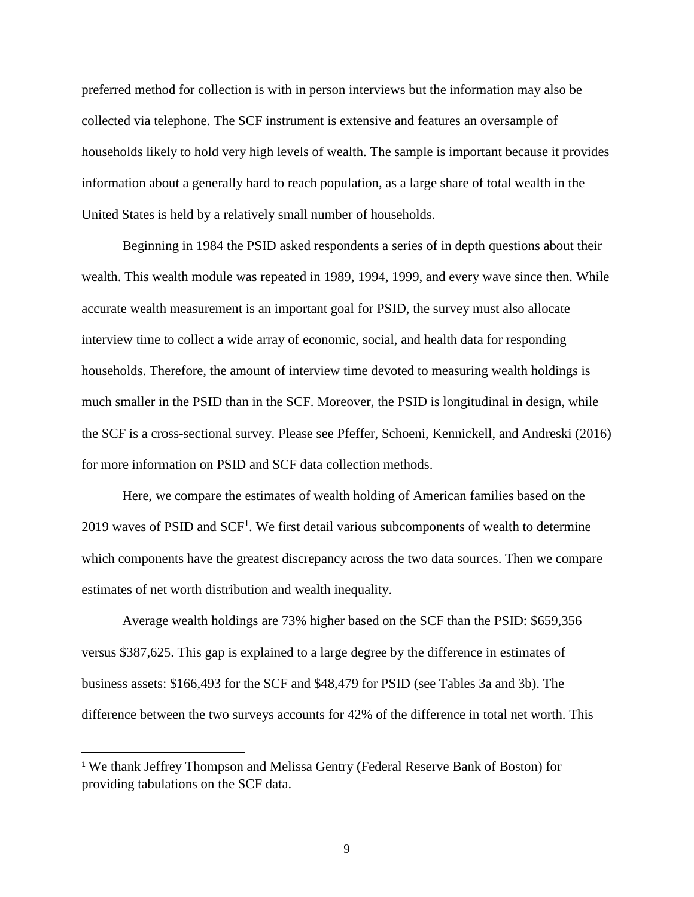preferred method for collection is with in person interviews but the information may also be collected via telephone. The SCF instrument is extensive and features an oversample of households likely to hold very high levels of wealth. The sample is important because it provides information about a generally hard to reach population, as a large share of total wealth in the United States is held by a relatively small number of households.

Beginning in 1984 the PSID asked respondents a series of in depth questions about their wealth. This wealth module was repeated in 1989, 1994, 1999, and every wave since then. While accurate wealth measurement is an important goal for PSID, the survey must also allocate interview time to collect a wide array of economic, social, and health data for responding households. Therefore, the amount of interview time devoted to measuring wealth holdings is much smaller in the PSID than in the SCF. Moreover, the PSID is longitudinal in design, while the SCF is a cross-sectional survey. Please see Pfeffer, Schoeni, Kennickell, and Andreski (2016) for more information on PSID and SCF data collection methods.

Here, we compare the estimates of wealth holding of American families based on the 2019 waves of PSID and SCF[1]. We first detail various subcomponents of wealth to determine which components have the greatest discrepancy across the two data sources. Then we compare estimates of net worth distribution and wealth inequality.

Average wealth holdings are 73% higher based on the SCF than the PSID: $659,356 versus $387,625. This gap is explained to a large degree by the difference in estimates of business assets: $166,493 for the SCF and $48,479 for PSID (see Tables 3a and 3b). The difference between the two surveys accounts for 42% of the difference in total net worth. This

[1] We thank Jeffrey Thompson and Melissa Gentry (Federal Reserve Bank of Boston) for providing tabulations on the SCF data.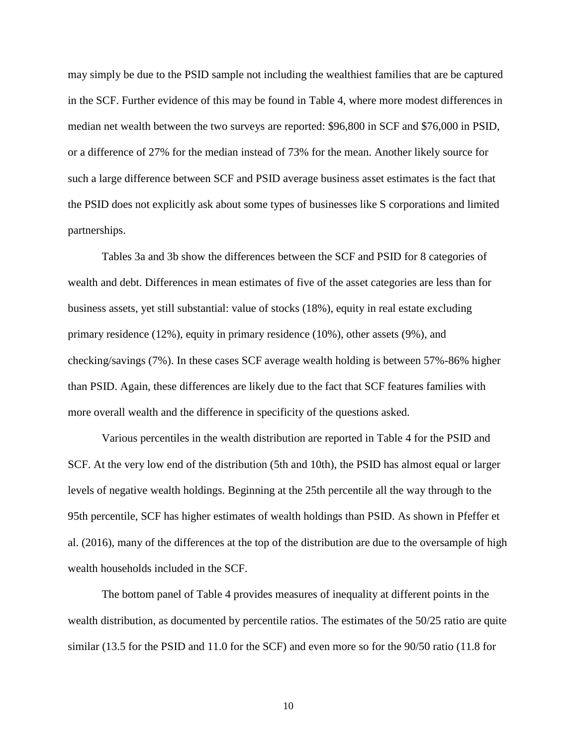may simply be due to the PSID sample not including the wealthiest families that are be captured in the SCF. Further evidence of this may be found in Table 4, where more modest differences in median net wealth between the two surveys are reported: $96,800 in SCF and $76,000 in PSID, or a difference of 27% for the median instead of 73% for the mean. Another likely source for such a large difference between SCF and PSID average business asset estimates is the fact that the PSID does not explicitly ask about some types of businesses like S corporations and limited partnerships.

Tables 3a and 3b show the differences between the SCF and PSID for 8 categories of wealth and debt. Differences in mean estimates of five of the asset categories are less than for business assets, yet still substantial: value of stocks (18%), equity in real estate excluding primary residence (12%), equity in primary residence (10%), other assets (9%), and checking/savings (7%). In these cases SCF average wealth holding is between 57%-86% higher than PSID. Again, these differences are likely due to the fact that SCF features families with more overall wealth and the difference in specificity of the questions asked.

Various percentiles in the wealth distribution are reported in Table 4 for the PSID and SCF. At the very low end of the distribution (5th and 10th), the PSID has almost equal or larger levels of negative wealth holdings. Beginning at the 25th percentile all the way through to the 95th percentile, SCF has higher estimates of wealth holdings than PSID. As shown in Pfeffer et al. (2016), many of the differences at the top of the distribution are due to the oversample of high wealth households included in the SCF.

The bottom panel of Table 4 provides measures of inequality at different points in the wealth distribution, as documented by percentile ratios. The estimates of the 50/25 ratio are quite similar (13.5 for the PSID and 11.0 for the SCF) and even more so for the 90/50 ratio (11.8 for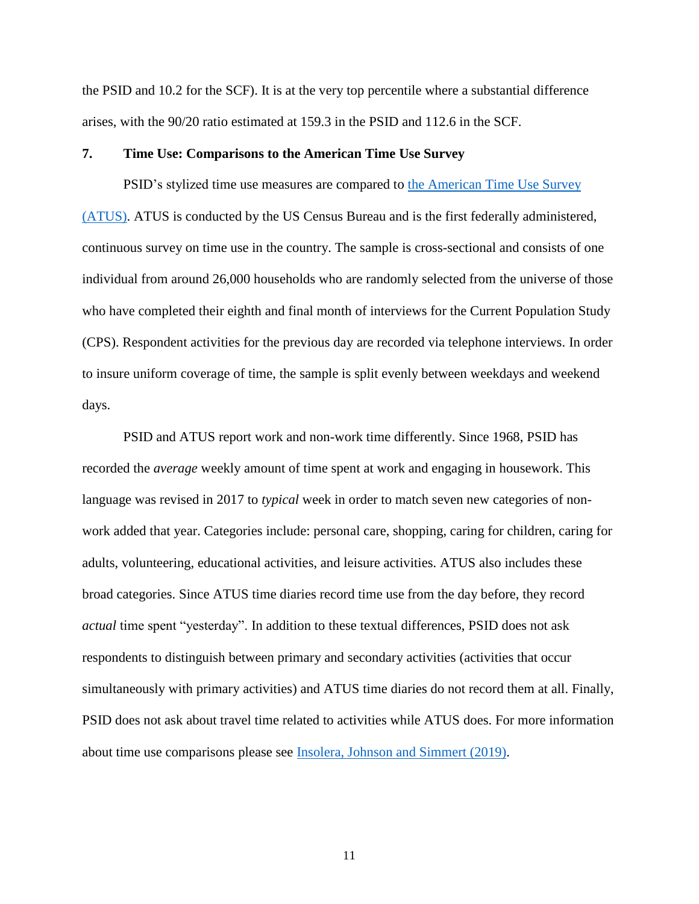the PSID and 10.2 for the SCF). It is at the very top percentile where a substantial difference arises, with the 90/20 ratio estimated at 159.3 in the PSID and 112.6 in the SCF.

## 7. Time Use: Comparisons to the American Time Use Survey

PSID's stylized time use measures are compared to the American Time Use Survey (ATUS). ATUS is conducted by the US Census Bureau and is the first federally administered, continuous survey on time use in the country. The sample is cross-sectional and consists of one individual from around 26,000 households who are randomly selected from the universe of those who have completed their eighth and final month of interviews for the Current Population Study (CPS). Respondent activities for the previous day are recorded via telephone interviews. In order to insure uniform coverage of time, the sample is split evenly between weekdays and weekend days.

PSID and ATUS report work and non-work time differently. Since 1968, PSID has recorded the *average* weekly amount of time spent at work and engaging in housework. This language was revised in 2017 to *typical* week in order to match seven new categories of non-work added that year. Categories include: personal care, shopping, caring for children, caring for adults, volunteering, educational activities, and leisure activities. ATUS also includes these broad categories. Since ATUS time diaries record time use from the day before, they record *actual* time spent "yesterday". In addition to these textual differences, PSID does not ask respondents to distinguish between primary and secondary activities (activities that occur simultaneously with primary activities) and ATUS time diaries do not record them at all. Finally, PSID does not ask about travel time related to activities while ATUS does. For more information about time use comparisons please see Insolera, Johnson and Simmert (2019).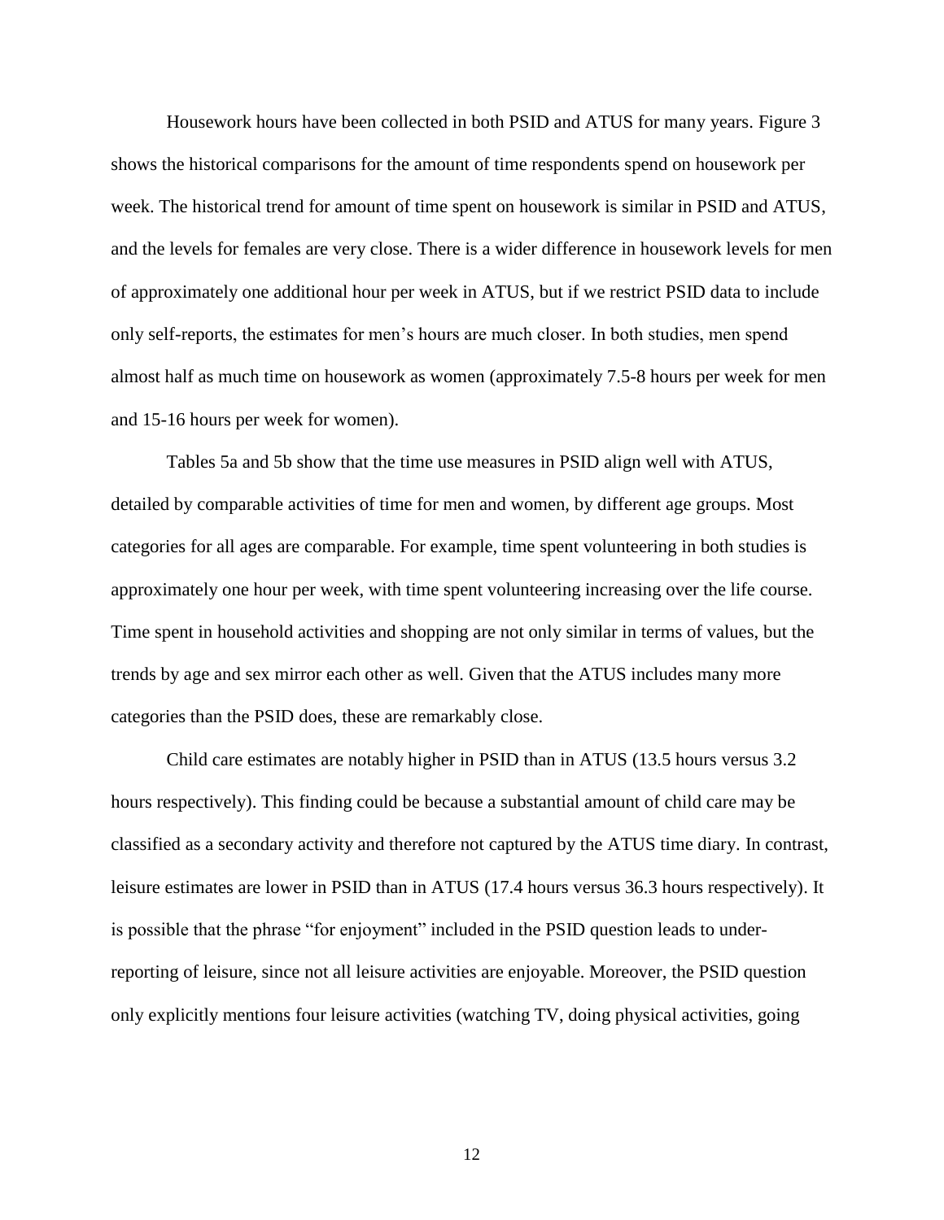Housework hours have been collected in both PSID and ATUS for many years. Figure 3 shows the historical comparisons for the amount of time respondents spend on housework per week. The historical trend for amount of time spent on housework is similar in PSID and ATUS, and the levels for females are very close. There is a wider difference in housework levels for men of approximately one additional hour per week in ATUS, but if we restrict PSID data to include only self-reports, the estimates for men's hours are much closer. In both studies, men spend almost half as much time on housework as women (approximately 7.5-8 hours per week for men and 15-16 hours per week for women).

Tables 5a and 5b show that the time use measures in PSID align well with ATUS, detailed by comparable activities of time for men and women, by different age groups. Most categories for all ages are comparable. For example, time spent volunteering in both studies is approximately one hour per week, with time spent volunteering increasing over the life course. Time spent in household activities and shopping are not only similar in terms of values, but the trends by age and sex mirror each other as well. Given that the ATUS includes many more categories than the PSID does, these are remarkably close.

Child care estimates are notably higher in PSID than in ATUS (13.5 hours versus 3.2 hours respectively). This finding could be because a substantial amount of child care may be classified as a secondary activity and therefore not captured by the ATUS time diary. In contrast, leisure estimates are lower in PSID than in ATUS (17.4 hours versus 36.3 hours respectively). It is possible that the phrase "for enjoyment" included in the PSID question leads to under-reporting of leisure, since not all leisure activities are enjoyable. Moreover, the PSID question only explicitly mentions four leisure activities (watching TV, doing physical activities, going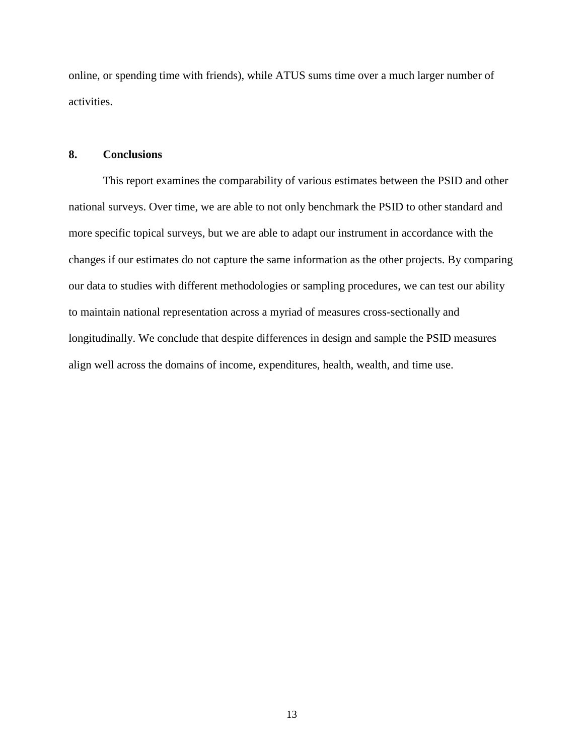online, or spending time with friends), while ATUS sums time over a much larger number of activities.

## 8. Conclusions

This report examines the comparability of various estimates between the PSID and other national surveys. Over time, we are able to not only benchmark the PSID to other standard and more specific topical surveys, but we are able to adapt our instrument in accordance with the changes if our estimates do not capture the same information as the other projects. By comparing our data to studies with different methodologies or sampling procedures, we can test our ability to maintain national representation across a myriad of measures cross-sectionally and longitudinally. We conclude that despite differences in design and sample the PSID measures align well across the domains of income, expenditures, health, wealth, and time use.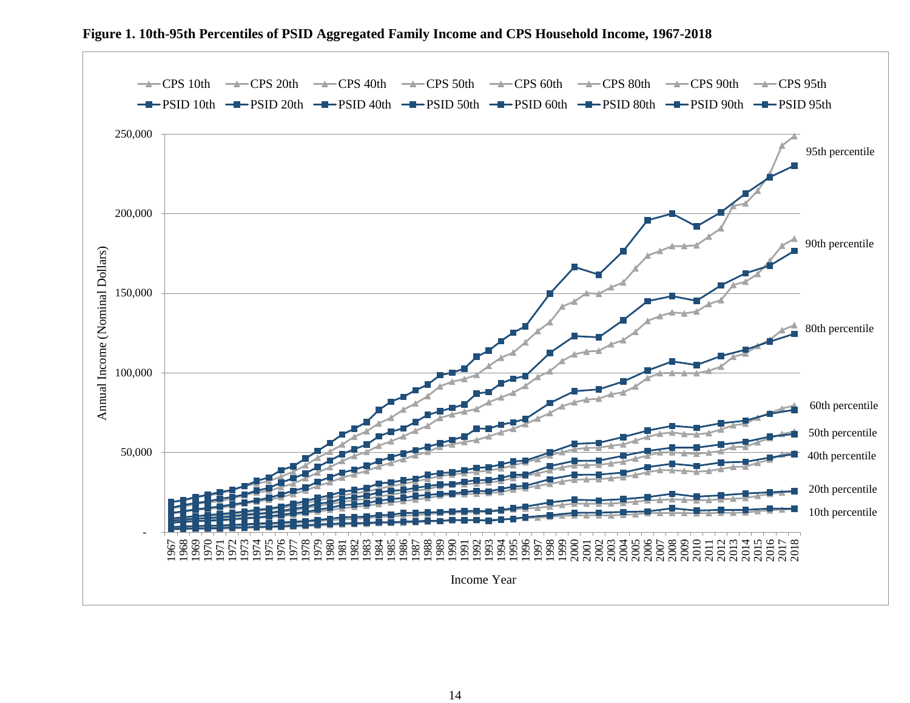**Figure 1. 10th-95th Percentiles of PSID Aggregated Family Income and CPS Household Income, 1967-2018**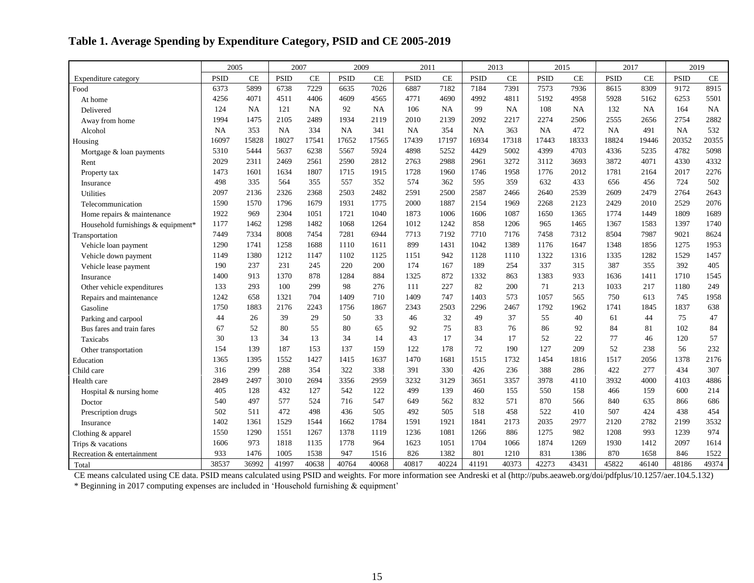## Table 1. Average Spending by Expenditure Category, PSID and CE 2005-2019

| | 2005 | | 2007 | | 2009 | | 2011 | | 2013 | | 2015 | | 2017 | | 2019 | |
|---|---|---|---|---|---|---|---|---|---|---|---|---|---|---|---|---|
| Expenditure category | PSID | CE | PSID | CE | PSID | CE | PSID | CE | PSID | CE | PSID | CE | PSID | CE | PSID | CE |
| Food | 6373 | 5899 | 6738 | 7229 | 6635 | 7026 | 6887 | 7182 | 7184 | 7391 | 7573 | 7936 | 8615 | 8309 | 9172 | 8915 |
| At home | 4256 | 4071 | 4511 | 4406 | 4609 | 4565 | 4771 | 4690 | 4992 | 4811 | 5192 | 4958 | 5928 | 5162 | 6253 | 5501 |
| Delivered | 124 | NA | 121 | NA | 92 | NA | 106 | NA | 99 | NA | 108 | NA | 132 | NA | 164 | NA |
| Away from home | 1994 | 1475 | 2105 | 2489 | 1934 | 2119 | 2010 | 2139 | 2092 | 2217 | 2274 | 2506 | 2555 | 2656 | 2754 | 2882 |
| Alcohol | NA | 353 | NA | 334 | NA | 341 | NA | 354 | NA | 363 | NA | 472 | NA | 491 | NA | 532 |
| Housing | 16097 | 15828 | 18027 | 17541 | 17652 | 17565 | 17439 | 17197 | 16934 | 17318 | 17443 | 18333 | 18824 | 19446 | 20352 | 20355 |
| Mortgage & loan payments | 5310 | 5444 | 5637 | 6238 | 5567 | 5924 | 4898 | 5252 | 4429 | 5002 | 4399 | 4703 | 4336 | 5235 | 4782 | 5098 |
| Rent | 2029 | 2311 | 2469 | 2561 | 2590 | 2812 | 2763 | 2988 | 2961 | 3272 | 3112 | 3693 | 3872 | 4071 | 4330 | 4332 |
| Property tax | 1473 | 1601 | 1634 | 1807 | 1715 | 1915 | 1728 | 1960 | 1746 | 1958 | 1776 | 2012 | 1781 | 2164 | 2017 | 2276 |
| Insurance | 498 | 335 | 564 | 355 | 557 | 352 | 574 | 362 | 595 | 359 | 632 | 433 | 656 | 456 | 724 | 502 |
| Utilities | 2097 | 2136 | 2326 | 2368 | 2503 | 2482 | 2591 | 2500 | 2587 | 2466 | 2640 | 2539 | 2609 | 2479 | 2764 | 2643 |
| Telecommunication | 1590 | 1570 | 1796 | 1679 | 1931 | 1775 | 2000 | 1887 | 2154 | 1969 | 2268 | 2123 | 2429 | 2010 | 2529 | 2076 |
| Home repairs & maintenance | 1922 | 969 | 2304 | 1051 | 1721 | 1040 | 1873 | 1006 | 1606 | 1087 | 1650 | 1365 | 1774 | 1449 | 1809 | 1689 |
| Household furnishings & equipment* | 1177 | 1462 | 1298 | 1482 | 1068 | 1264 | 1012 | 1242 | 858 | 1206 | 965 | 1465 | 1367 | 1583 | 1397 | 1740 |
| Transportation | 7449 | 7334 | 8008 | 7454 | 7281 | 6944 | 7713 | 7192 | 7710 | 7176 | 7458 | 7312 | 8504 | 7987 | 9021 | 8624 |
| Vehicle loan payment | 1290 | 1741 | 1258 | 1688 | 1110 | 1611 | 899 | 1431 | 1042 | 1389 | 1176 | 1647 | 1348 | 1856 | 1275 | 1953 |
| Vehicle down payment | 1149 | 1380 | 1212 | 1147 | 1102 | 1125 | 1151 | 942 | 1128 | 1110 | 1322 | 1316 | 1335 | 1282 | 1529 | 1457 |
| Vehicle lease payment | 190 | 237 | 231 | 245 | 220 | 200 | 174 | 167 | 189 | 254 | 337 | 315 | 387 | 355 | 392 | 405 |
| Insurance | 1400 | 913 | 1370 | 878 | 1284 | 884 | 1325 | 872 | 1332 | 863 | 1383 | 933 | 1636 | 1411 | 1710 | 1545 |
| Other vehicle expenditures | 133 | 293 | 100 | 299 | 98 | 276 | 111 | 227 | 82 | 200 | 71 | 213 | 1033 | 217 | 1180 | 249 |
| Repairs and maintenance | 1242 | 658 | 1321 | 704 | 1409 | 710 | 1409 | 747 | 1403 | 573 | 1057 | 565 | 750 | 613 | 745 | 1958 |
| Gasoline | 1750 | 1883 | 2176 | 2243 | 1756 | 1867 | 2343 | 2503 | 2296 | 2467 | 1792 | 1962 | 1741 | 1845 | 1837 | 638 |
| Parking and carpool | 44 | 26 | 39 | 29 | 50 | 33 | 46 | 32 | 49 | 37 | 55 | 40 | 61 | 44 | 75 | 47 |
| Bus fares and train fares | 67 | 52 | 80 | 55 | 80 | 65 | 92 | 75 | 83 | 76 | 86 | 92 | 84 | 81 | 102 | 84 |
| Taxicabs | 30 | 13 | 34 | 13 | 34 | 14 | 43 | 17 | 34 | 17 | 52 | 22 | 77 | 46 | 120 | 57 |
| Other transportation | 154 | 139 | 187 | 153 | 137 | 159 | 122 | 178 | 72 | 190 | 127 | 209 | 52 | 238 | 56 | 232 |
| Education | 1365 | 1395 | 1552 | 1427 | 1415 | 1637 | 1470 | 1681 | 1515 | 1732 | 1454 | 1816 | 1517 | 2056 | 1378 | 2176 |
| Child care | 316 | 299 | 288 | 354 | 322 | 338 | 391 | 330 | 426 | 236 | 388 | 286 | 422 | 277 | 434 | 307 |
| Health care | 2849 | 2497 | 3010 | 2694 | 3356 | 2959 | 3232 | 3129 | 3651 | 3357 | 3978 | 4110 | 3932 | 4000 | 4103 | 4886 |
| Hospital & nursing home | 405 | 128 | 432 | 127 | 542 | 122 | 499 | 139 | 460 | 155 | 550 | 158 | 466 | 159 | 600 | 214 |
| Doctor | 540 | 497 | 577 | 524 | 716 | 547 | 649 | 562 | 832 | 571 | 870 | 566 | 840 | 635 | 866 | 686 |
| Prescription drugs | 502 | 511 | 472 | 498 | 436 | 505 | 492 | 505 | 518 | 458 | 522 | 410 | 507 | 424 | 438 | 454 |
| Insurance | 1402 | 1361 | 1529 | 1544 | 1662 | 1784 | 1591 | 1921 | 1841 | 2173 | 2035 | 2977 | 2120 | 2782 | 2199 | 3532 |
| Clothing & apparel | 1550 | 1290 | 1551 | 1267 | 1378 | 1119 | 1236 | 1081 | 1266 | 886 | 1275 | 982 | 1208 | 993 | 1239 | 974 |
| Trips & vacations | 1606 | 973 | 1818 | 1135 | 1778 | 964 | 1623 | 1051 | 1704 | 1066 | 1874 | 1269 | 1930 | 1412 | 2097 | 1614 |
| Recreation & entertainment | 933 | 1476 | 1005 | 1538 | 947 | 1516 | 826 | 1382 | 801 | 1210 | 831 | 1386 | 870 | 1658 | 846 | 1522 |
| Total | 38537 | 36992 | 41997 | 40638 | 40764 | 40068 | 40817 | 40224 | 41191 | 40373 | 42273 | 43431 | 45822 | 46140 | 48186 | 49374 |

CE means calculated using CE data. PSID means calculated using PSID and weights. For more information see Andreski et al (http://pubs.aeaweb.org/doi/pdfplus/10.1257/aer.104.5.132)

* Beginning in 2017 computing expenses are included in 'Household furnishing & equipment'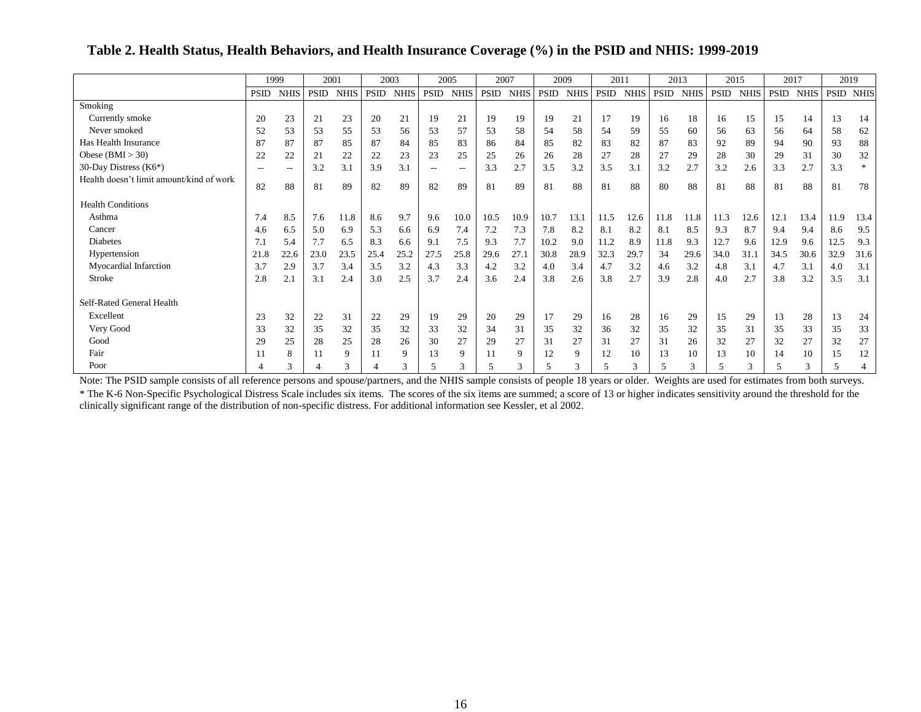# Table 2. Health Status, Health Behaviors, and Health Insurance Coverage (%) in the PSID and NHIS: 1999-2019

| | 1999 | | 2001 | | 2003 | | 2005 | | 2007 | | 2009 | | 2011 | | 2013 | | 2015 | | 2017 | | 2019 | |
|---|---|---|---|---|---|---|---|---|---|---|---|---|---|---|---|---|---|---|---|---|---|---|
| | PSID | NHIS | PSID | NHIS | PSID | NHIS | PSID | NHIS | PSID | NHIS | PSID | NHIS | PSID | NHIS | PSID | NHIS | PSID | NHIS | PSID | NHIS | PSID | NHIS |
| Smoking | | | | | | | | | | | | | | | | | | | | | | |
| Currently smoke | 20 | 23 | 21 | 23 | 20 | 21 | 19 | 21 | 19 | 19 | 19 | 21 | 17 | 19 | 16 | 18 | 16 | 15 | 15 | 14 | 13 | 14 |
| Never smoked | 52 | 53 | 53 | 55 | 53 | 56 | 53 | 57 | 53 | 58 | 54 | 58 | 54 | 59 | 55 | 60 | 56 | 63 | 56 | 64 | 58 | 62 |
| Has Health Insurance | 87 | 87 | 87 | 85 | 87 | 84 | 85 | 83 | 86 | 84 | 85 | 82 | 83 | 82 | 87 | 83 | 92 | 89 | 94 | 90 | 93 | 88 |
| Obese (BMI > 30) | 22 | 22 | 21 | 22 | 22 | 23 | 23 | 25 | 25 | 26 | 26 | 28 | 27 | 28 | 27 | 29 | 28 | 30 | 29 | 31 | 30 | 32 |
| 30-Day Distress (K6*) | -- | -- | 3.2 | 3.1 | 3.9 | 3.1 | -- | -- | 3.3 | 2.7 | 3.5 | 3.2 | 3.5 | 3.1 | 3.2 | 2.7 | 3.2 | 2.6 | 3.3 | 2.7 | 3.3 | * |
| Health doesn't limit amount/kind of work | 82 | 88 | 81 | 89 | 82 | 89 | 82 | 89 | 81 | 89 | 81 | 88 | 81 | 88 | 80 | 88 | 81 | 88 | 81 | 88 | 81 | 78 |
| Health Conditions | | | | | | | | | | | | | | | | | | | | | | |
| Asthma | 7.4 | 8.5 | 7.6 | 11.8 | 8.6 | 9.7 | 9.6 | 10.0 | 10.5 | 10.9 | 10.7 | 13.1 | 11.5 | 12.6 | 11.8 | 11.8 | 11.3 | 12.6 | 12.1 | 13.4 | 11.9 | 13.4 |
| Cancer | 4.6 | 6.5 | 5.0 | 6.9 | 5.3 | 6.6 | 6.9 | 7.4 | 7.2 | 7.3 | 7.8 | 8.2 | 8.1 | 8.2 | 8.1 | 8.5 | 9.3 | 8.7 | 9.4 | 9.4 | 8.6 | 9.5 |
| Diabetes | 7.1 | 5.4 | 7.7 | 6.5 | 8.3 | 6.6 | 9.1 | 7.5 | 9.3 | 7.7 | 10.2 | 9.0 | 11.2 | 8.9 | 11.8 | 9.3 | 12.7 | 9.6 | 12.9 | 9.6 | 12.5 | 9.3 |
| Hypertension | 21.8 | 22.6 | 23.0 | 23.5 | 25.4 | 25.2 | 27.5 | 25.8 | 29.6 | 27.1 | 30.8 | 28.9 | 32.3 | 29.7 | 34 | 29.6 | 34.0 | 31.1 | 34.5 | 30.6 | 32.9 | 31.6 |
| Myocardial Infarction | 3.7 | 2.9 | 3.7 | 3.4 | 3.5 | 3.2 | 4.3 | 3.3 | 4.2 | 3.2 | 4.0 | 3.4 | 4.7 | 3.2 | 4.6 | 3.2 | 4.8 | 3.1 | 4.7 | 3.1 | 4.0 | 3.1 |
| Stroke | 2.8 | 2.1 | 3.1 | 2.4 | 3.0 | 2.5 | 3.7 | 2.4 | 3.6 | 2.4 | 3.8 | 2.6 | 3.8 | 2.7 | 3.9 | 2.8 | 4.0 | 2.7 | 3.8 | 3.2 | 3.5 | 3.1 |
| Self-Rated General Health | | | | | | | | | | | | | | | | | | | | | | |
| Excellent | 23 | 32 | 22 | 31 | 22 | 29 | 19 | 29 | 20 | 29 | 17 | 29 | 16 | 28 | 16 | 29 | 15 | 29 | 13 | 28 | 13 | 24 |
| Very Good | 33 | 32 | 35 | 32 | 35 | 32 | 33 | 32 | 34 | 31 | 35 | 32 | 36 | 32 | 35 | 32 | 35 | 31 | 35 | 33 | 35 | 33 |
| Good | 29 | 25 | 28 | 25 | 28 | 26 | 30 | 27 | 29 | 27 | 31 | 27 | 31 | 27 | 31 | 26 | 32 | 27 | 32 | 27 | 32 | 27 |
| Fair | 11 | 8 | 11 | 9 | 11 | 9 | 13 | 9 | 11 | 9 | 12 | 9 | 12 | 10 | 13 | 10 | 13 | 10 | 14 | 10 | 15 | 12 |
| Poor | 4 | 3 | 4 | 3 | 4 | 3 | 5 | 3 | 5 | 3 | 5 | 3 | 5 | 3 | 5 | 3 | 5 | 3 | 5 | 3 | 5 | 4 |

Note: The PSID sample consists of all reference persons and spouse/partners, and the NHIS sample consists of people 18 years or older. Weights are used for estimates from both surveys.

* The K-6 Non-Specific Psychological Distress Scale includes six items. The scores of the six items are summed; a score of 13 or higher indicates sensitivity around the threshold for the clinically significant range of the distribution of non-specific distress. For additional information see Kessler, et al 2002.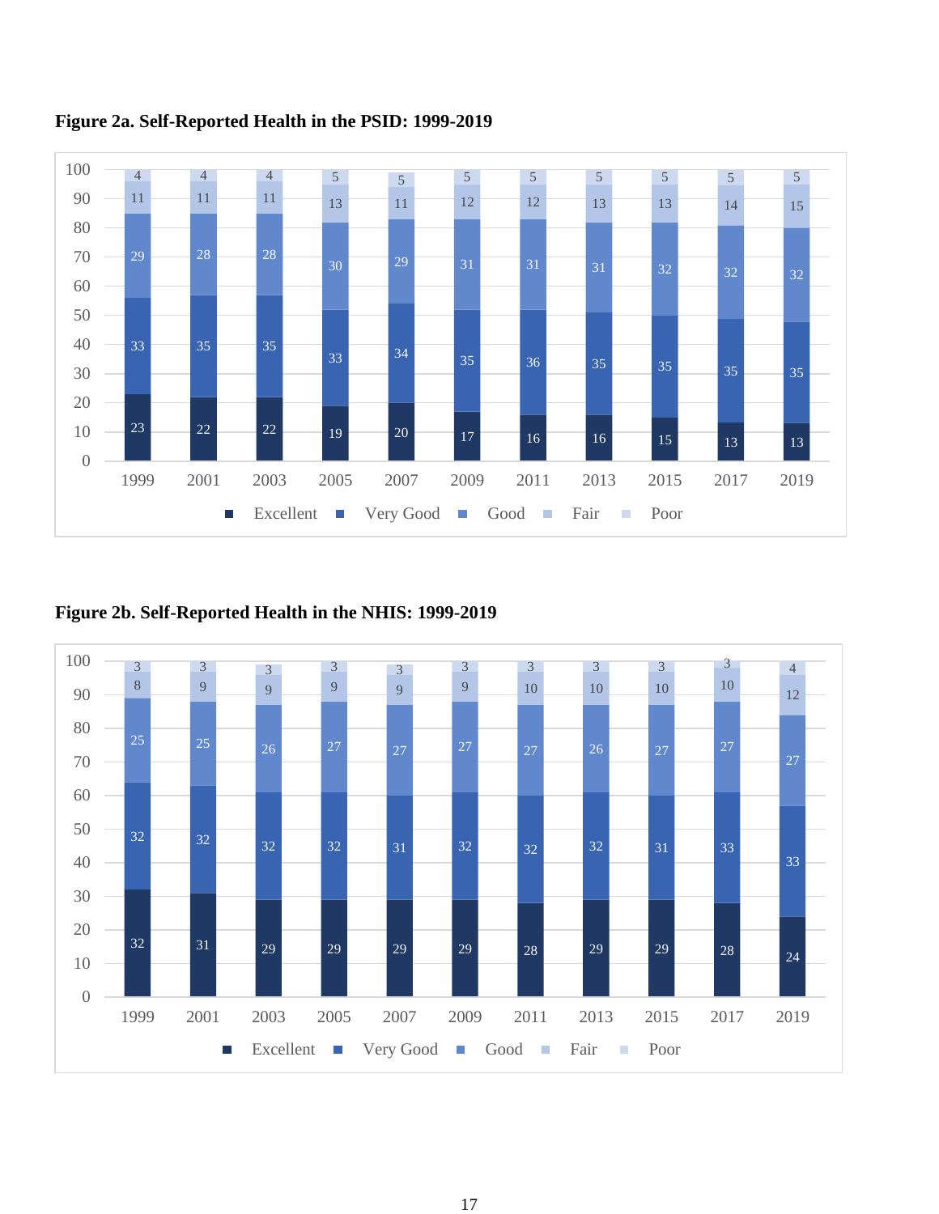**Figure 2a. Self-Reported Health in the PSID: 1999-2019**

| Year | Excellent | Very Good | Good | Fair | Poor |
|---|---|---|---|---|---|
| 1999 | 23 | 33 | 29 | 11 | 4 |
| 2001 | 22 | 35 | 28 | 11 | 4 |
| 2003 | 22 | 35 | 28 | 11 | 4 |
| 2005 | 19 | 33 | 30 | 13 | 5 |
| 2007 | 20 | 34 | 29 | 11 | 5 |
| 2009 | 17 | 35 | 31 | 12 | 5 |
| 2011 | 16 | 36 | 31 | 12 | 5 |
| 2013 | 16 | 35 | 31 | 13 | 5 |
| 2015 | 15 | 35 | 32 | 13 | 5 |
| 2017 | 13 | 35 | 32 | 14 | 5 |
| 2019 | 13 | 35 | 32 | 15 | 5 |

**Figure 2b. Self-Reported Health in the NHIS: 1999-2019**

| Year | Excellent | Very Good | Good | Fair | Poor |
|---|---|---|---|---|---|
| 1999 | 32 | 32 | 25 | 8 | 3 |
| 2001 | 31 | 32 | 25 | 9 | 3 |
| 2003 | 29 | 32 | 26 | 9 | 3 |
| 2005 | 29 | 32 | 27 | 9 | 3 |
| 2007 | 29 | 31 | 27 | 9 | 3 |
| 2009 | 29 | 32 | 27 | 9 | 3 |
| 2011 | 28 | 32 | 27 | 10 | 3 |
| 2013 | 29 | 32 | 26 | 10 | 3 |
| 2015 | 29 | 31 | 27 | 10 | 3 |
| 2017 | 28 | 33 | 27 | 10 | 3 |
| 2019 | 24 | 33 | 27 | 12 | 4 |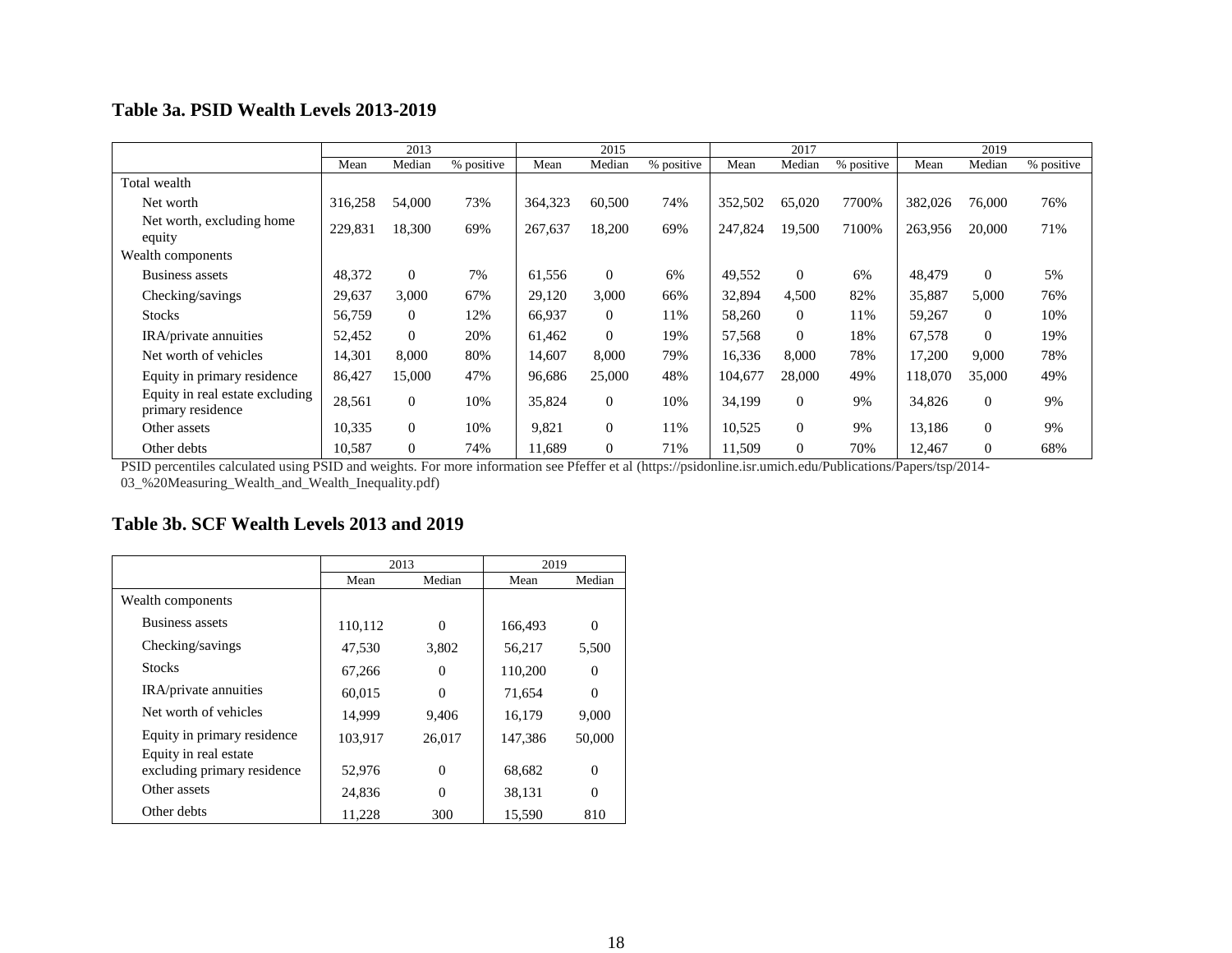## Table 3a. PSID Wealth Levels 2013-2019

| | 2013 | | | 2015 | | | 2017 | | | 2019 | | |
|---|---|---|---|---|---|---|---|---|---|---|---|---|
| | Mean | Median | % positive | Mean | Median | % positive | Mean | Median | % positive | Mean | Median | % positive |
| Total wealth | | | | | | | | | | | | |
| Net worth | 316,258 | 54,000 | 73% | 364,323 | 60,500 | 74% | 352,502 | 65,020 | 7700% | 382,026 | 76,000 | 76% |
| Net worth, excluding home equity | 229,831 | 18,300 | 69% | 267,637 | 18,200 | 69% | 247,824 | 19,500 | 7100% | 263,956 | 20,000 | 71% |
| Wealth components | | | | | | | | | | | | |
| Business assets | 48,372 | 0 | 7% | 61,556 | 0 | 6% | 49,552 | 0 | 6% | 48,479 | 0 | 5% |
| Checking/savings | 29,637 | 3,000 | 67% | 29,120 | 3,000 | 66% | 32,894 | 4,500 | 82% | 35,887 | 5,000 | 76% |
| Stocks | 56,759 | 0 | 12% | 66,937 | 0 | 11% | 58,260 | 0 | 11% | 59,267 | 0 | 10% |
| IRA/private annuities | 52,452 | 0 | 20% | 61,462 | 0 | 19% | 57,568 | 0 | 18% | 67,578 | 0 | 19% |
| Net worth of vehicles | 14,301 | 8,000 | 80% | 14,607 | 8,000 | 79% | 16,336 | 8,000 | 78% | 17,200 | 9,000 | 78% |
| Equity in primary residence | 86,427 | 15,000 | 47% | 96,686 | 25,000 | 48% | 104,677 | 28,000 | 49% | 118,070 | 35,000 | 49% |
| Equity in real estate excluding primary residence | 28,561 | 0 | 10% | 35,824 | 0 | 10% | 34,199 | 0 | 9% | 34,826 | 0 | 9% |
| Other assets | 10,335 | 0 | 10% | 9,821 | 0 | 11% | 10,525 | 0 | 9% | 13,186 | 0 | 9% |
| Other debts | 10,587 | 0 | 74% | 11,689 | 0 | 71% | 11,509 | 0 | 70% | 12,467 | 0 | 68% |

PSID percentiles calculated using PSID and weights. For more information see Pfeffer et al (https://psidonline.isr.umich.edu/Publications/Papers/tsp/2014-03_%20Measuring_Wealth_and_Wealth_Inequality.pdf)

## Table 3b. SCF Wealth Levels 2013 and 2019

| | 2013 | | 2019 | |
|---|---|---|---|---|
| | Mean | Median | Mean | Median |
| Wealth components | | | | |
| Business assets | 110,112 | 0 | 166,493 | 0 |
| Checking/savings | 47,530 | 3,802 | 56,217 | 5,500 |
| Stocks | 67,266 | 0 | 110,200 | 0 |
| IRA/private annuities | 60,015 | 0 | 71,654 | 0 |
| Net worth of vehicles | 14,999 | 9,406 | 16,179 | 9,000 |
| Equity in primary residence | 103,917 | 26,017 | 147,386 | 50,000 |
| Equity in real estate excluding primary residence | 52,976 | 0 | 68,682 | 0 |
| Other assets | 24,836 | 0 | 38,131 | 0 |
| Other debts | 11,228 | 300 | 15,590 | 810 |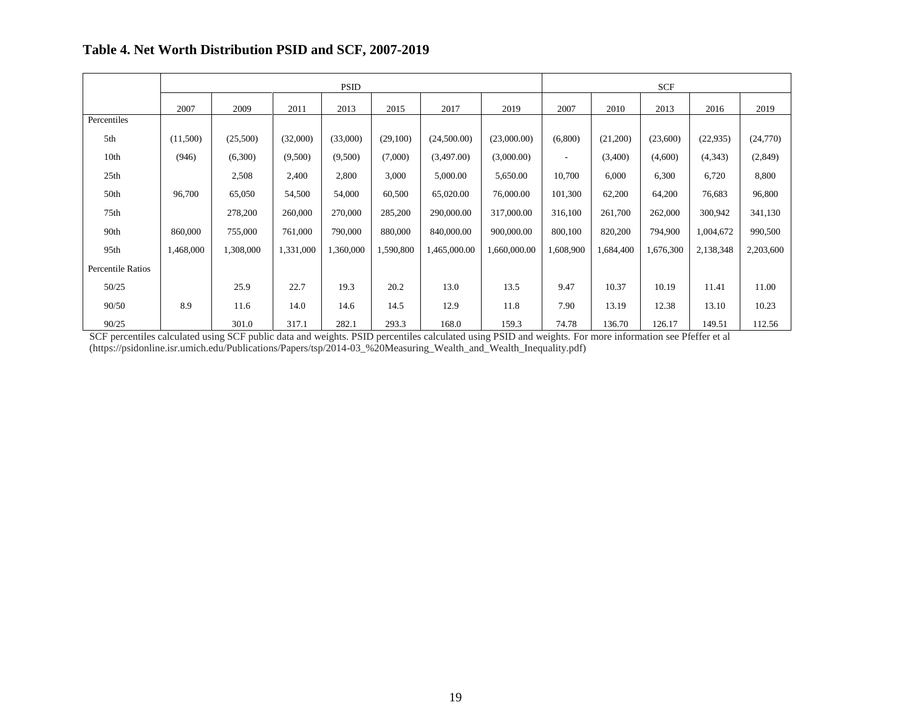## Table 4. Net Worth Distribution PSID and SCF, 2007-2019

| | PSID | | | | | | | SCF | | | | |
|---|---|---|---|---|---|---|---|---|---|---|---|---|
| | 2007 | 2009 | 2011 | 2013 | 2015 | 2017 | 2019 | 2007 | 2010 | 2013 | 2016 | 2019 |
| Percentiles | | | | | | | | | | | | |
| 5th | (11,500) | (25,500) | (32,000) | (33,000) | (29,100) | (24,500.00) | (23,000.00) | (6,800) | (21,200) | (23,600) | (22,935) | (24,770) |
| 10th | (946) | (6,300) | (9,500) | (9,500) | (7,000) | (3,497.00) | (3,000.00) | - | (3,400) | (4,600) | (4,343) | (2,849) |
| 25th | | 2,508 | 2,400 | 2,800 | 3,000 | 5,000.00 | 5,650.00 | 10,700 | 6,000 | 6,300 | 6,720 | 8,800 |
| 50th | 96,700 | 65,050 | 54,500 | 54,000 | 60,500 | 65,020.00 | 76,000.00 | 101,300 | 62,200 | 64,200 | 76,683 | 96,800 |
| 75th | | 278,200 | 260,000 | 270,000 | 285,200 | 290,000.00 | 317,000.00 | 316,100 | 261,700 | 262,000 | 300,942 | 341,130 |
| 90th | 860,000 | 755,000 | 761,000 | 790,000 | 880,000 | 840,000.00 | 900,000.00 | 800,100 | 820,200 | 794,900 | 1,004,672 | 990,500 |
| 95th | 1,468,000 | 1,308,000 | 1,331,000 | 1,360,000 | 1,590,800 | 1,465,000.00 | 1,660,000.00 | 1,608,900 | 1,684,400 | 1,676,300 | 2,138,348 | 2,203,600 |
| Percentile Ratios | | | | | | | | | | | | |
| 50/25 | | 25.9 | 22.7 | 19.3 | 20.2 | 13.0 | 13.5 | 9.47 | 10.37 | 10.19 | 11.41 | 11.00 |
| 90/50 | 8.9 | 11.6 | 14.0 | 14.6 | 14.5 | 12.9 | 11.8 | 7.90 | 13.19 | 12.38 | 13.10 | 10.23 |
| 90/25 | | 301.0 | 317.1 | 282.1 | 293.3 | 168.0 | 159.3 | 74.78 | 136.70 | 126.17 | 149.51 | 112.56 |

SCF percentiles calculated using SCF public data and weights. PSID percentiles calculated using PSID and weights. For more information see Pfeffer et al (https://psidonline.isr.umich.edu/Publications/Papers/tsp/2014-03_%20Measuring_Wealth_and_Wealth_Inequality.pdf)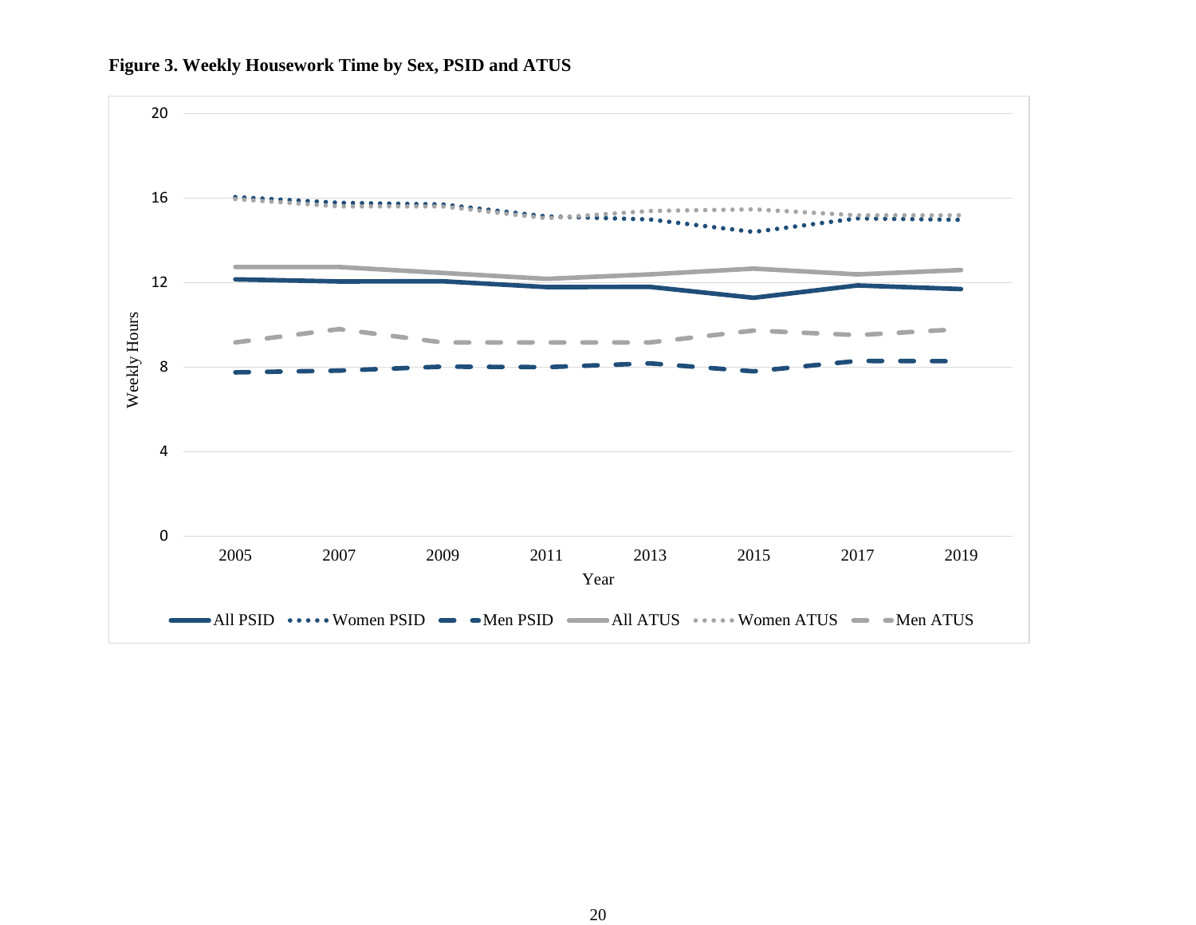**Figure 3. Weekly Housework Time by Sex, PSID and ATUS**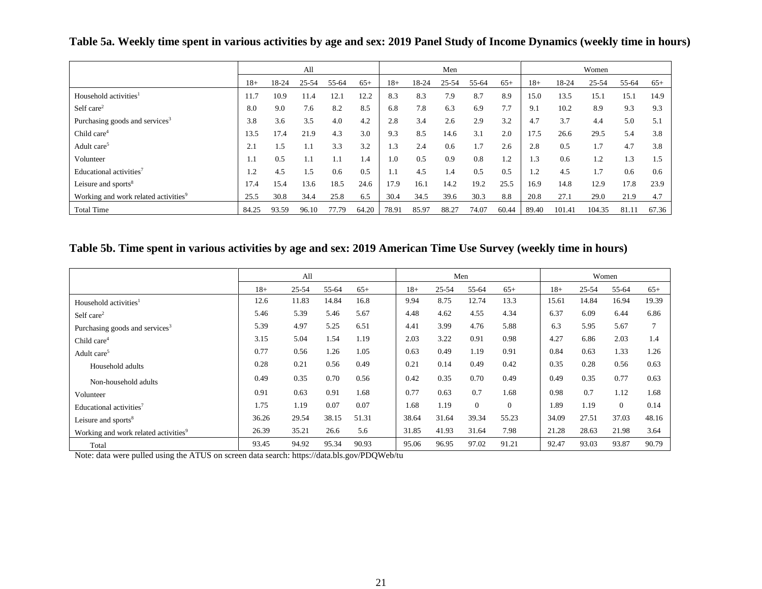**Table 5a. Weekly time spent in various activities by age and sex: 2019 Panel Study of Income Dynamics (weekly time in hours)**

| | All | | | | | Men | | | | | Women | | | | |
|---|---|---|---|---|---|---|---|---|---|---|---|---|---|---|---|
| | 18+ | 18-24 | 25-54 | 55-64 | 65+ | 18+ | 18-24 | 25-54 | 55-64 | 65+ | 18+ | 18-24 | 25-54 | 55-64 | 65+ |
| Household activities[1] | 11.7 | 10.9 | 11.4 | 12.1 | 12.2 | 8.3 | 8.3 | 7.9 | 8.7 | 8.9 | 15.0 | 13.5 | 15.1 | 15.1 | 14.9 |
| Self care[2] | 8.0 | 9.0 | 7.6 | 8.2 | 8.5 | 6.8 | 7.8 | 6.3 | 6.9 | 7.7 | 9.1 | 10.2 | 8.9 | 9.3 | 9.3 |
| Purchasing goods and services[3] | 3.8 | 3.6 | 3.5 | 4.0 | 4.2 | 2.8 | 3.4 | 2.6 | 2.9 | 3.2 | 4.7 | 3.7 | 4.4 | 5.0 | 5.1 |
| Child care[4] | 13.5 | 17.4 | 21.9 | 4.3 | 3.0 | 9.3 | 8.5 | 14.6 | 3.1 | 2.0 | 17.5 | 26.6 | 29.5 | 5.4 | 3.8 |
| Adult care[5] | 2.1 | 1.5 | 1.1 | 3.3 | 3.2 | 1.3 | 2.4 | 0.6 | 1.7 | 2.6 | 2.8 | 0.5 | 1.7 | 4.7 | 3.8 |
| Volunteer | 1.1 | 0.5 | 1.1 | 1.1 | 1.4 | 1.0 | 0.5 | 0.9 | 0.8 | 1.2 | 1.3 | 0.6 | 1.2 | 1.3 | 1.5 |
| Educational activities[7] | 1.2 | 4.5 | 1.5 | 0.6 | 0.5 | 1.1 | 4.5 | 1.4 | 0.5 | 0.5 | 1.2 | 4.5 | 1.7 | 0.6 | 0.6 |
| Leisure and sports[8] | 17.4 | 15.4 | 13.6 | 18.5 | 24.6 | 17.9 | 16.1 | 14.2 | 19.2 | 25.5 | 16.9 | 14.8 | 12.9 | 17.8 | 23.9 |
| Working and work related activities[9] | 25.5 | 30.8 | 34.4 | 25.8 | 6.5 | 30.4 | 34.5 | 39.6 | 30.3 | 8.8 | 20.8 | 27.1 | 29.0 | 21.9 | 4.7 |
| Total Time | 84.25 | 93.59 | 96.10 | 77.79 | 64.20 | 78.91 | 85.97 | 88.27 | 74.07 | 60.44 | 89.40 | 101.41 | 104.35 | 81.11 | 67.36 |

**Table 5b. Time spent in various activities by age and sex: 2019 American Time Use Survey (weekly time in hours)**

| | All | | | | Men | | | | Women | | | |
|---|---|---|---|---|---|---|---|---|---|---|---|---|
| | 18+ | 25-54 | 55-64 | 65+ | 18+ | 25-54 | 55-64 | 65+ | 18+ | 25-54 | 55-64 | 65+ |
| Household activities[1] | 12.6 | 11.83 | 14.84 | 16.8 | 9.94 | 8.75 | 12.74 | 13.3 | 15.61 | 14.84 | 16.94 | 19.39 |
| Self care[2] | 5.46 | 5.39 | 5.46 | 5.67 | 4.48 | 4.62 | 4.55 | 4.34 | 6.37 | 6.09 | 6.44 | 6.86 |
| Purchasing goods and services[3] | 5.39 | 4.97 | 5.25 | 6.51 | 4.41 | 3.99 | 4.76 | 5.88 | 6.3 | 5.95 | 5.67 | 7 |
| Child care[4] | 3.15 | 5.04 | 1.54 | 1.19 | 2.03 | 3.22 | 0.91 | 0.98 | 4.27 | 6.86 | 2.03 | 1.4 |
| Adult care[5] | 0.77 | 0.56 | 1.26 | 1.05 | 0.63 | 0.49 | 1.19 | 0.91 | 0.84 | 0.63 | 1.33 | 1.26 |
| Household adults | 0.28 | 0.21 | 0.56 | 0.49 | 0.21 | 0.14 | 0.49 | 0.42 | 0.35 | 0.28 | 0.56 | 0.63 |
| Non-household adults | 0.49 | 0.35 | 0.70 | 0.56 | 0.42 | 0.35 | 0.70 | 0.49 | 0.49 | 0.35 | 0.77 | 0.63 |
| Volunteer | 0.91 | 0.63 | 0.91 | 1.68 | 0.77 | 0.63 | 0.7 | 1.68 | 0.98 | 0.7 | 1.12 | 1.68 |
| Educational activities[7] | 1.75 | 1.19 | 0.07 | 0.07 | 1.68 | 1.19 | 0 | 0 | 1.89 | 1.19 | 0 | 0.14 |
| Leisure and sports[8] | 36.26 | 29.54 | 38.15 | 51.31 | 38.64 | 31.64 | 39.34 | 55.23 | 34.09 | 27.51 | 37.03 | 48.16 |
| Working and work related activities[9] | 26.39 | 35.21 | 26.6 | 5.6 | 31.85 | 41.93 | 31.64 | 7.98 | 21.28 | 28.63 | 21.98 | 3.64 |
| Total | 93.45 | 94.92 | 95.34 | 90.93 | 95.06 | 96.95 | 97.02 | 91.21 | 92.47 | 93.03 | 93.87 | 90.79 |

Note: data were pulled using the ATUS on screen data search: https://data.bls.gov/PDQWeb/tu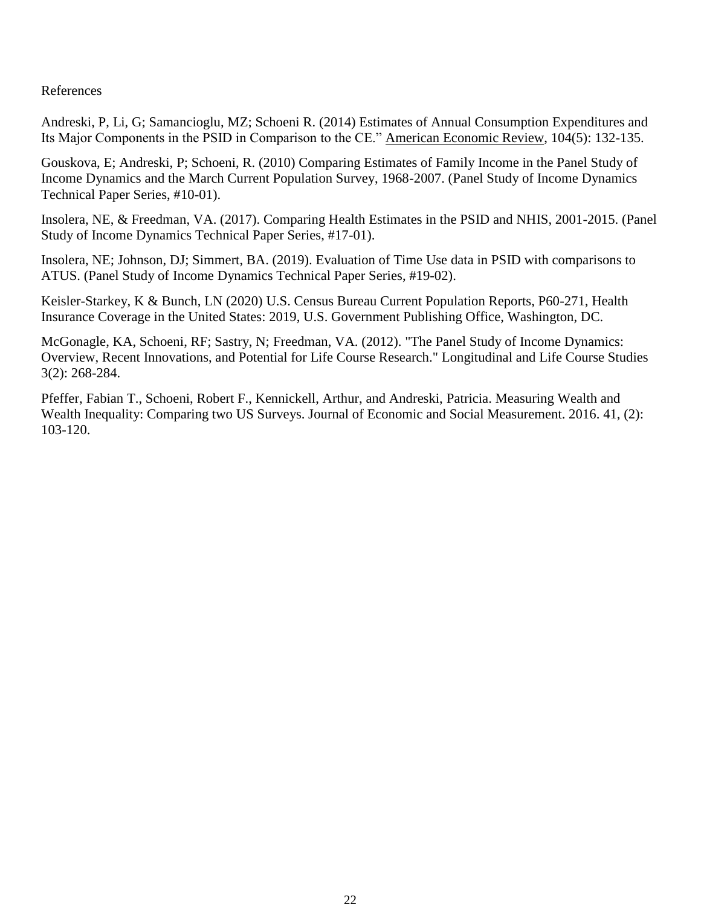# References

Andreski, P, Li, G; Samancioglu, MZ; Schoeni R. (2014) Estimates of Annual Consumption Expenditures and Its Major Components in the PSID in Comparison to the CE." American Economic Review, 104(5): 132-135.

Gouskova, E; Andreski, P; Schoeni, R. (2010) Comparing Estimates of Family Income in the Panel Study of Income Dynamics and the March Current Population Survey, 1968-2007. (Panel Study of Income Dynamics Technical Paper Series, #10-01).

Insolera, NE, & Freedman, VA. (2017). Comparing Health Estimates in the PSID and NHIS, 2001-2015. (Panel Study of Income Dynamics Technical Paper Series, #17-01).

Insolera, NE; Johnson, DJ; Simmert, BA. (2019). Evaluation of Time Use data in PSID with comparisons to ATUS. (Panel Study of Income Dynamics Technical Paper Series, #19-02).

Keisler-Starkey, K & Bunch, LN (2020) U.S. Census Bureau Current Population Reports, P60-271, Health Insurance Coverage in the United States: 2019, U.S. Government Publishing Office, Washington, DC.

McGonagle, KA, Schoeni, RF; Sastry, N; Freedman, VA. (2012). "The Panel Study of Income Dynamics: Overview, Recent Innovations, and Potential for Life Course Research." Longitudinal and Life Course Studies 3(2): 268-284.

Pfeffer, Fabian T., Schoeni, Robert F., Kennickell, Arthur, and Andreski, Patricia. Measuring Wealth and Wealth Inequality: Comparing two US Surveys. Journal of Economic and Social Measurement. 2016. 41, (2): 103-120.